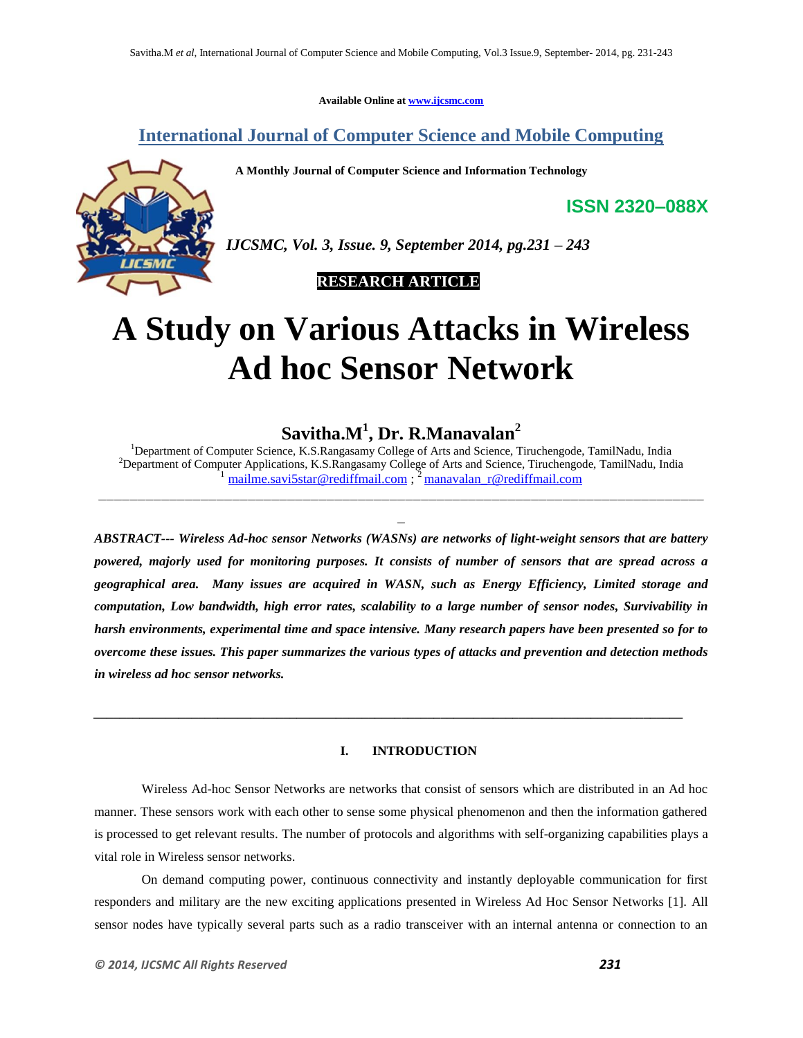Available Online at www.ijcsmc.com

## International Journal of Computer Science and Mobile Computing

**A Monthly Journal of Computer Science and Information Technology**

**ISSN 2320–088X**

*IJCSMC, Vol. 3, Issue. 9, September 2014, pg.231 – 243*

**RESEARCH ARTICLE**

# A Study on Various Attacks in Wireless Ad hoc Sensor Network

**Savitha.M[1], Dr. R.Manavalan[2]**

[1]Department of Computer Science, K.S.Rangasamy College of Arts and Science, Tiruchengode, TamilNadu, India
[2]Department of Computer Applications, K.S.Rangasamy College of Arts and Science, Tiruchengode, TamilNadu, India
[1] mailme.savi5star@rediffmail.com ; [2] manavalan_r@rediffmail.com

***ABSTRACT--- Wireless Ad-hoc sensor Networks (WASNs) are networks of light-weight sensors that are battery powered, majorly used for monitoring purposes. It consists of number of sensors that are spread across a geographical area. Many issues are acquired in WASN, such as Energy Efficiency, Limited storage and computation, Low bandwidth, high error rates, scalability to a large number of sensor nodes, Survivability in harsh environments, experimental time and space intensive. Many research papers have been presented so for to overcome these issues. This paper summarizes the various types of attacks and prevention and detection methods in wireless ad hoc sensor networks.***

## I. INTRODUCTION

Wireless Ad-hoc Sensor Networks are networks that consist of sensors which are distributed in an Ad hoc manner. These sensors work with each other to sense some physical phenomenon and then the information gathered is processed to get relevant results. The number of protocols and algorithms with self-organizing capabilities plays a vital role in Wireless sensor networks.

On demand computing power, continuous connectivity and instantly deployable communication for first responders and military are the new exciting applications presented in Wireless Ad Hoc Sensor Networks [1]. All sensor nodes have typically several parts such as a radio transceiver with an internal antenna or connection to an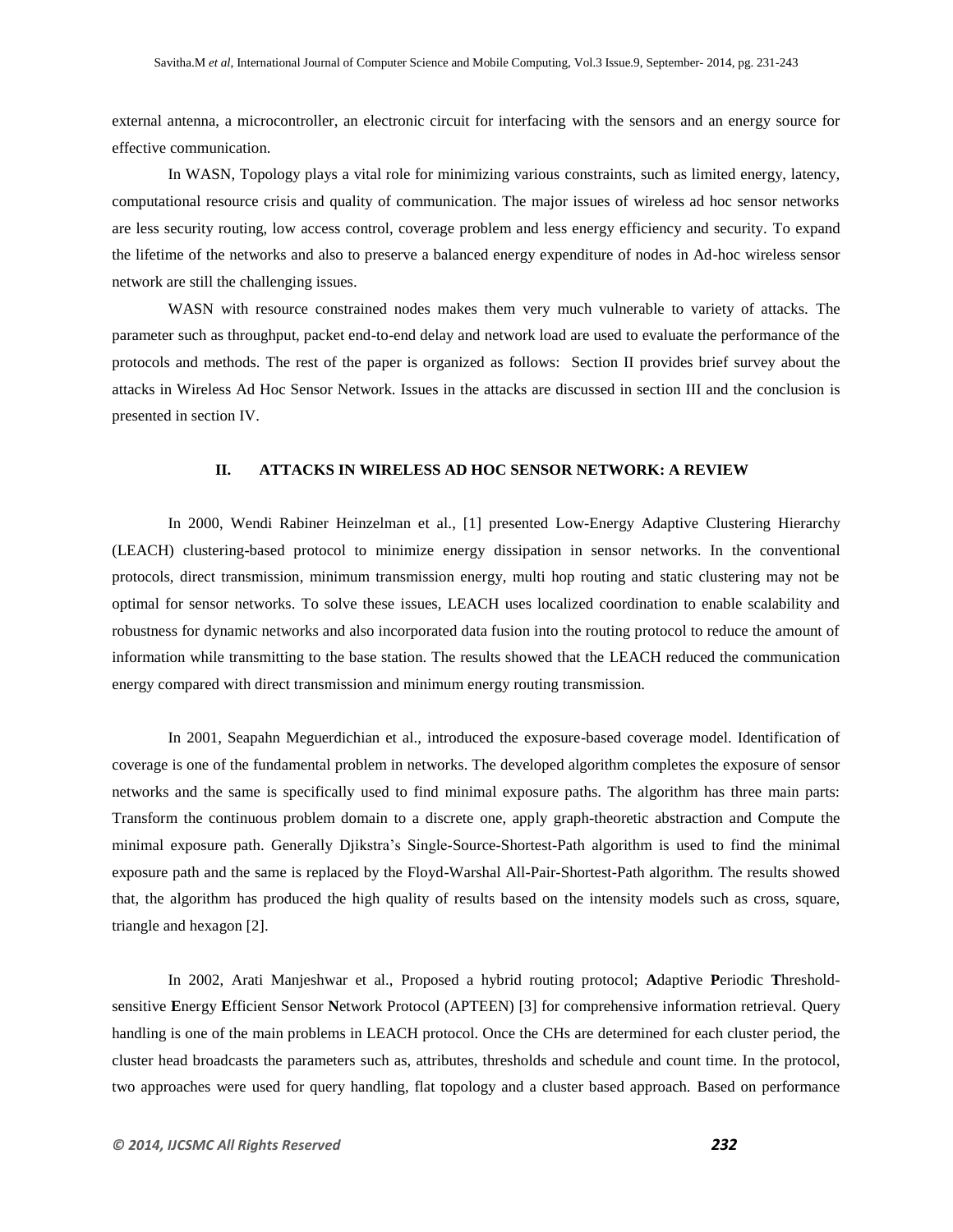external antenna, a microcontroller, an electronic circuit for interfacing with the sensors and an energy source for effective communication.

In WASN, Topology plays a vital role for minimizing various constraints, such as limited energy, latency, computational resource crisis and quality of communication. The major issues of wireless ad hoc sensor networks are less security routing, low access control, coverage problem and less energy efficiency and security. To expand the lifetime of the networks and also to preserve a balanced energy expenditure of nodes in Ad-hoc wireless sensor network are still the challenging issues.

WASN with resource constrained nodes makes them very much vulnerable to variety of attacks. The parameter such as throughput, packet end-to-end delay and network load are used to evaluate the performance of the protocols and methods. The rest of the paper is organized as follows: Section II provides brief survey about the attacks in Wireless Ad Hoc Sensor Network. Issues in the attacks are discussed in section III and the conclusion is presented in section IV.

## II. ATTACKS IN WIRELESS AD HOC SENSOR NETWORK: A REVIEW

In 2000, Wendi Rabiner Heinzelman et al., [1] presented Low-Energy Adaptive Clustering Hierarchy (LEACH) clustering-based protocol to minimize energy dissipation in sensor networks. In the conventional protocols, direct transmission, minimum transmission energy, multi hop routing and static clustering may not be optimal for sensor networks. To solve these issues, LEACH uses localized coordination to enable scalability and robustness for dynamic networks and also incorporated data fusion into the routing protocol to reduce the amount of information while transmitting to the base station. The results showed that the LEACH reduced the communication energy compared with direct transmission and minimum energy routing transmission.

In 2001, Seapahn Meguerdichian et al., introduced the exposure-based coverage model. Identification of coverage is one of the fundamental problem in networks. The developed algorithm completes the exposure of sensor networks and the same is specifically used to find minimal exposure paths. The algorithm has three main parts: Transform the continuous problem domain to a discrete one, apply graph-theoretic abstraction and Compute the minimal exposure path. Generally Djikstra's Single-Source-Shortest-Path algorithm is used to find the minimal exposure path and the same is replaced by the Floyd-Warshal All-Pair-Shortest-Path algorithm. The results showed that, the algorithm has produced the high quality of results based on the intensity models such as cross, square, triangle and hexagon [2].

In 2002, Arati Manjeshwar et al., Proposed a hybrid routing protocol; **A**daptive **P**eriodic **T**hreshold-sensitive **E**nergy **E**fficient Sensor **N**etwork Protocol (APTEEN) [3] for comprehensive information retrieval. Query handling is one of the main problems in LEACH protocol. Once the CHs are determined for each cluster period, the cluster head broadcasts the parameters such as, attributes, thresholds and schedule and count time. In the protocol, two approaches were used for query handling, flat topology and a cluster based approach. Based on performance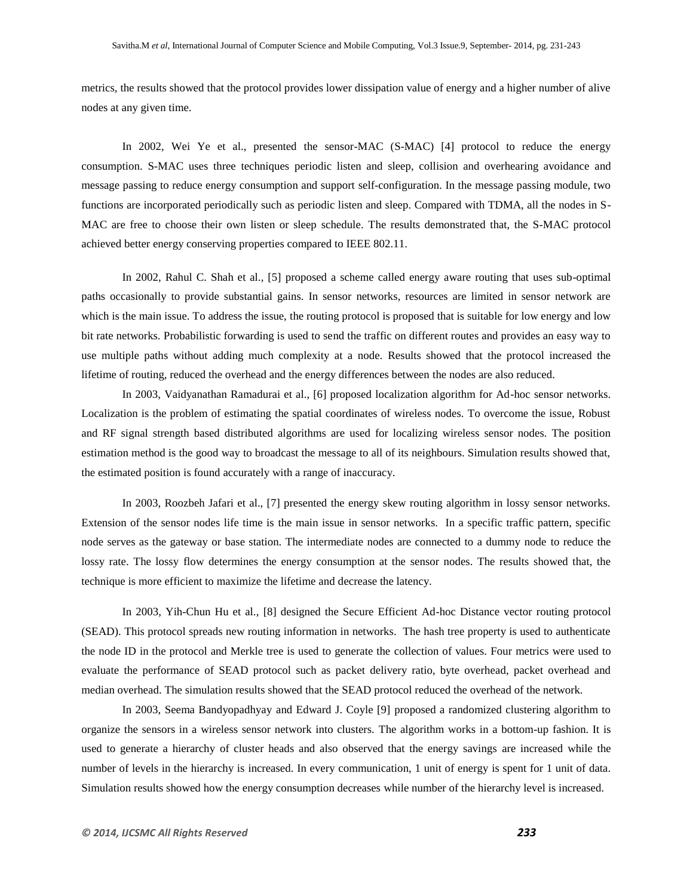metrics, the results showed that the protocol provides lower dissipation value of energy and a higher number of alive nodes at any given time.

In 2002, Wei Ye et al., presented the sensor-MAC (S-MAC) [4] protocol to reduce the energy consumption. S-MAC uses three techniques periodic listen and sleep, collision and overhearing avoidance and message passing to reduce energy consumption and support self-configuration. In the message passing module, two functions are incorporated periodically such as periodic listen and sleep. Compared with TDMA, all the nodes in S-MAC are free to choose their own listen or sleep schedule. The results demonstrated that, the S-MAC protocol achieved better energy conserving properties compared to IEEE 802.11.

In 2002, Rahul C. Shah et al., [5] proposed a scheme called energy aware routing that uses sub-optimal paths occasionally to provide substantial gains. In sensor networks, resources are limited in sensor network are which is the main issue. To address the issue, the routing protocol is proposed that is suitable for low energy and low bit rate networks. Probabilistic forwarding is used to send the traffic on different routes and provides an easy way to use multiple paths without adding much complexity at a node. Results showed that the protocol increased the lifetime of routing, reduced the overhead and the energy differences between the nodes are also reduced.

In 2003, Vaidyanathan Ramadurai et al., [6] proposed localization algorithm for Ad-hoc sensor networks. Localization is the problem of estimating the spatial coordinates of wireless nodes. To overcome the issue, Robust and RF signal strength based distributed algorithms are used for localizing wireless sensor nodes. The position estimation method is the good way to broadcast the message to all of its neighbours. Simulation results showed that, the estimated position is found accurately with a range of inaccuracy.

In 2003, Roozbeh Jafari et al., [7] presented the energy skew routing algorithm in lossy sensor networks. Extension of the sensor nodes life time is the main issue in sensor networks. In a specific traffic pattern, specific node serves as the gateway or base station. The intermediate nodes are connected to a dummy node to reduce the lossy rate. The lossy flow determines the energy consumption at the sensor nodes. The results showed that, the technique is more efficient to maximize the lifetime and decrease the latency.

In 2003, Yih-Chun Hu et al., [8] designed the Secure Efficient Ad-hoc Distance vector routing protocol (SEAD). This protocol spreads new routing information in networks. The hash tree property is used to authenticate the node ID in the protocol and Merkle tree is used to generate the collection of values. Four metrics were used to evaluate the performance of SEAD protocol such as packet delivery ratio, byte overhead, packet overhead and median overhead. The simulation results showed that the SEAD protocol reduced the overhead of the network.

In 2003, Seema Bandyopadhyay and Edward J. Coyle [9] proposed a randomized clustering algorithm to organize the sensors in a wireless sensor network into clusters. The algorithm works in a bottom-up fashion. It is used to generate a hierarchy of cluster heads and also observed that the energy savings are increased while the number of levels in the hierarchy is increased. In every communication, 1 unit of energy is spent for 1 unit of data. Simulation results showed how the energy consumption decreases while number of the hierarchy level is increased.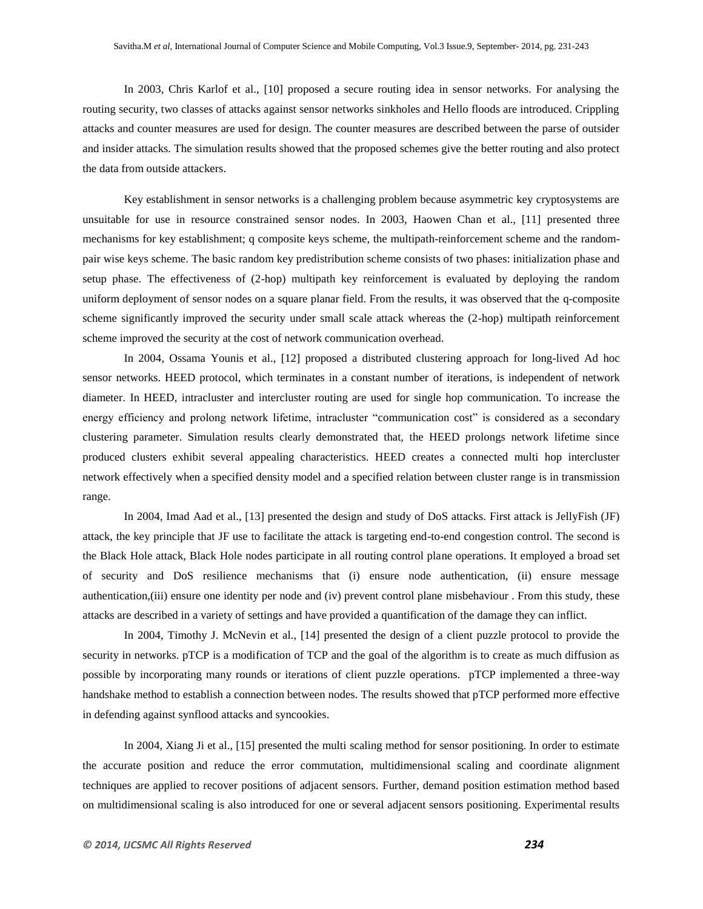In 2003, Chris Karlof et al., [10] proposed a secure routing idea in sensor networks. For analysing the routing security, two classes of attacks against sensor networks sinkholes and Hello floods are introduced. Crippling attacks and counter measures are used for design. The counter measures are described between the parse of outsider and insider attacks. The simulation results showed that the proposed schemes give the better routing and also protect the data from outside attackers.

Key establishment in sensor networks is a challenging problem because asymmetric key cryptosystems are unsuitable for use in resource constrained sensor nodes. In 2003, Haowen Chan et al., [11] presented three mechanisms for key establishment; q composite keys scheme, the multipath-reinforcement scheme and the random-pair wise keys scheme. The basic random key predistribution scheme consists of two phases: initialization phase and setup phase. The effectiveness of (2-hop) multipath key reinforcement is evaluated by deploying the random uniform deployment of sensor nodes on a square planar field. From the results, it was observed that the q-composite scheme significantly improved the security under small scale attack whereas the (2-hop) multipath reinforcement scheme improved the security at the cost of network communication overhead.

In 2004, Ossama Younis et al., [12] proposed a distributed clustering approach for long-lived Ad hoc sensor networks. HEED protocol, which terminates in a constant number of iterations, is independent of network diameter. In HEED, intracluster and intercluster routing are used for single hop communication. To increase the energy efficiency and prolong network lifetime, intracluster "communication cost" is considered as a secondary clustering parameter. Simulation results clearly demonstrated that, the HEED prolongs network lifetime since produced clusters exhibit several appealing characteristics. HEED creates a connected multi hop intercluster network effectively when a specified density model and a specified relation between cluster range is in transmission range.

In 2004, Imad Aad et al., [13] presented the design and study of DoS attacks. First attack is JellyFish (JF) attack, the key principle that JF use to facilitate the attack is targeting end-to-end congestion control. The second is the Black Hole attack, Black Hole nodes participate in all routing control plane operations. It employed a broad set of security and DoS resilience mechanisms that (i) ensure node authentication, (ii) ensure message authentication,(iii) ensure one identity per node and (iv) prevent control plane misbehaviour . From this study, these attacks are described in a variety of settings and have provided a quantification of the damage they can inflict.

In 2004, Timothy J. McNevin et al., [14] presented the design of a client puzzle protocol to provide the security in networks. pTCP is a modification of TCP and the goal of the algorithm is to create as much diffusion as possible by incorporating many rounds or iterations of client puzzle operations. pTCP implemented a three-way handshake method to establish a connection between nodes. The results showed that pTCP performed more effective in defending against synflood attacks and syncookies.

In 2004, Xiang Ji et al., [15] presented the multi scaling method for sensor positioning. In order to estimate the accurate position and reduce the error commutation, multidimensional scaling and coordinate alignment techniques are applied to recover positions of adjacent sensors. Further, demand position estimation method based on multidimensional scaling is also introduced for one or several adjacent sensors positioning. Experimental results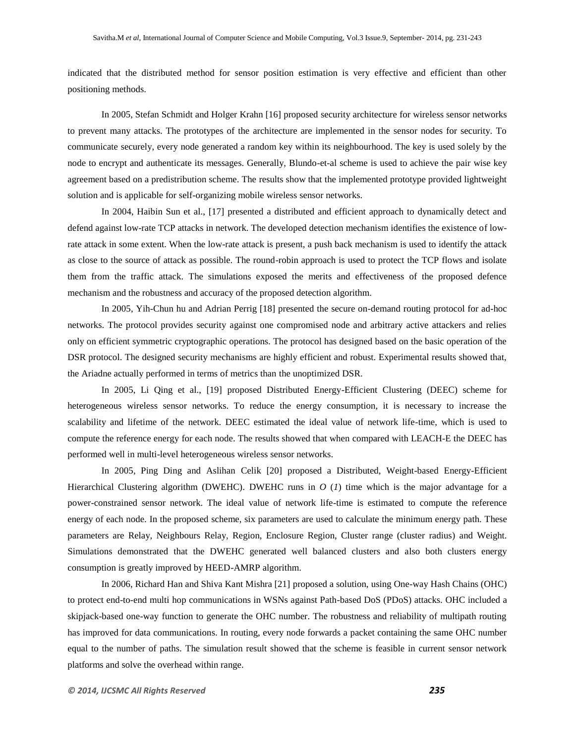indicated that the distributed method for sensor position estimation is very effective and efficient than other positioning methods.

In 2005, Stefan Schmidt and Holger Krahn [16] proposed security architecture for wireless sensor networks to prevent many attacks. The prototypes of the architecture are implemented in the sensor nodes for security. To communicate securely, every node generated a random key within its neighbourhood. The key is used solely by the node to encrypt and authenticate its messages. Generally, Blundo-et-al scheme is used to achieve the pair wise key agreement based on a predistribution scheme. The results show that the implemented prototype provided lightweight solution and is applicable for self-organizing mobile wireless sensor networks.

In 2004, Haibin Sun et al., [17] presented a distributed and efficient approach to dynamically detect and defend against low-rate TCP attacks in network. The developed detection mechanism identifies the existence of low-rate attack in some extent. When the low-rate attack is present, a push back mechanism is used to identify the attack as close to the source of attack as possible. The round-robin approach is used to protect the TCP flows and isolate them from the traffic attack. The simulations exposed the merits and effectiveness of the proposed defence mechanism and the robustness and accuracy of the proposed detection algorithm.

In 2005, Yih-Chun hu and Adrian Perrig [18] presented the secure on-demand routing protocol for ad-hoc networks. The protocol provides security against one compromised node and arbitrary active attackers and relies only on efficient symmetric cryptographic operations. The protocol has designed based on the basic operation of the DSR protocol. The designed security mechanisms are highly efficient and robust. Experimental results showed that, the Ariadne actually performed in terms of metrics than the unoptimized DSR.

In 2005, Li Qing et al., [19] proposed Distributed Energy-Efficient Clustering (DEEC) scheme for heterogeneous wireless sensor networks. To reduce the energy consumption, it is necessary to increase the scalability and lifetime of the network. DEEC estimated the ideal value of network life-time, which is used to compute the reference energy for each node. The results showed that when compared with LEACH-E the DEEC has performed well in multi-level heterogeneous wireless sensor networks.

In 2005, Ping Ding and Aslihan Celik [20] proposed a Distributed, Weight-based Energy-Efficient Hierarchical Clustering algorithm (DWEHC). DWEHC runs in $O(1)$ time which is the major advantage for a power-constrained sensor network. The ideal value of network life-time is estimated to compute the reference energy of each node. In the proposed scheme, six parameters are used to calculate the minimum energy path. These parameters are Relay, Neighbours Relay, Region, Enclosure Region, Cluster range (cluster radius) and Weight. Simulations demonstrated that the DWEHC generated well balanced clusters and also both clusters energy consumption is greatly improved by HEED-AMRP algorithm.

In 2006, Richard Han and Shiva Kant Mishra [21] proposed a solution, using One-way Hash Chains (OHC) to protect end-to-end multi hop communications in WSNs against Path-based DoS (PDoS) attacks. OHC included a skipjack-based one-way function to generate the OHC number. The robustness and reliability of multipath routing has improved for data communications. In routing, every node forwards a packet containing the same OHC number equal to the number of paths. The simulation result showed that the scheme is feasible in current sensor network platforms and solve the overhead within range.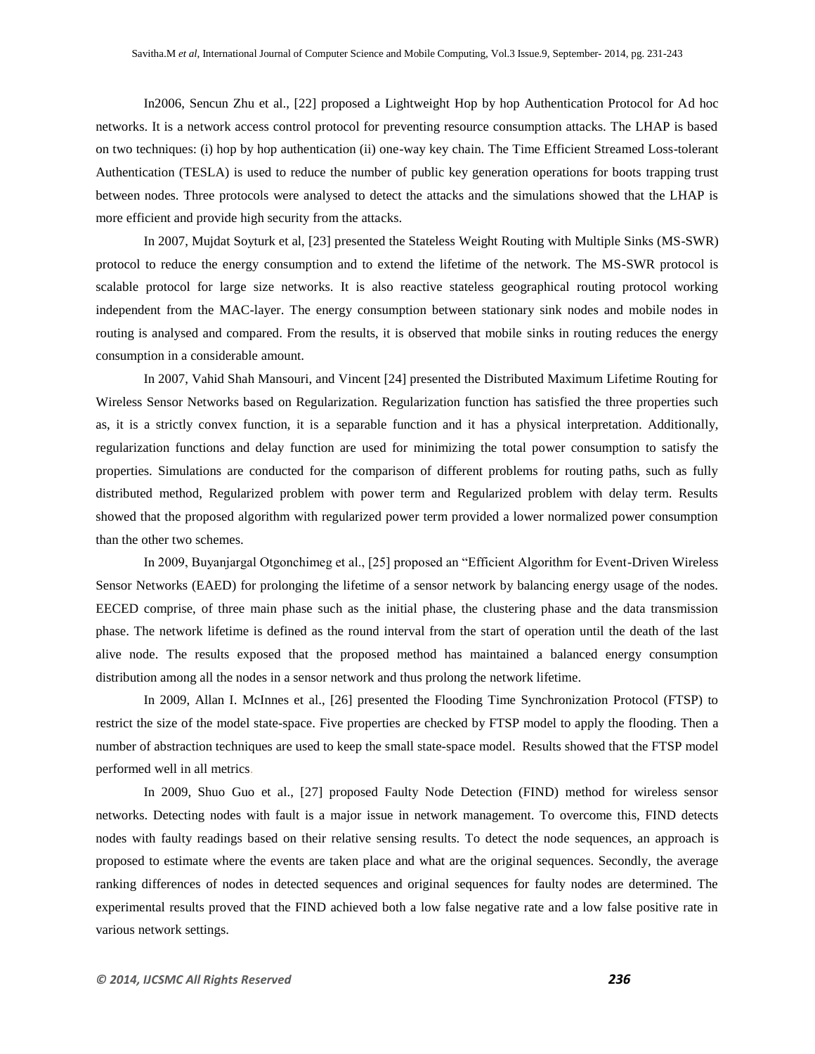In2006, Sencun Zhu et al., [22] proposed a Lightweight Hop by hop Authentication Protocol for Ad hoc networks. It is a network access control protocol for preventing resource consumption attacks. The LHAP is based on two techniques: (i) hop by hop authentication (ii) one-way key chain. The Time Efficient Streamed Loss-tolerant Authentication (TESLA) is used to reduce the number of public key generation operations for boots trapping trust between nodes. Three protocols were analysed to detect the attacks and the simulations showed that the LHAP is more efficient and provide high security from the attacks.

In 2007, Mujdat Soyturk et al, [23] presented the Stateless Weight Routing with Multiple Sinks (MS-SWR) protocol to reduce the energy consumption and to extend the lifetime of the network. The MS-SWR protocol is scalable protocol for large size networks. It is also reactive stateless geographical routing protocol working independent from the MAC-layer. The energy consumption between stationary sink nodes and mobile nodes in routing is analysed and compared. From the results, it is observed that mobile sinks in routing reduces the energy consumption in a considerable amount.

In 2007, Vahid Shah Mansouri, and Vincent [24] presented the Distributed Maximum Lifetime Routing for Wireless Sensor Networks based on Regularization. Regularization function has satisfied the three properties such as, it is a strictly convex function, it is a separable function and it has a physical interpretation. Additionally, regularization functions and delay function are used for minimizing the total power consumption to satisfy the properties. Simulations are conducted for the comparison of different problems for routing paths, such as fully distributed method, Regularized problem with power term and Regularized problem with delay term. Results showed that the proposed algorithm with regularized power term provided a lower normalized power consumption than the other two schemes.

In 2009, Buyanjargal Otgonchimeg et al., [25] proposed an "Efficient Algorithm for Event-Driven Wireless Sensor Networks (EAED) for prolonging the lifetime of a sensor network by balancing energy usage of the nodes. EECED comprise, of three main phase such as the initial phase, the clustering phase and the data transmission phase. The network lifetime is defined as the round interval from the start of operation until the death of the last alive node. The results exposed that the proposed method has maintained a balanced energy consumption distribution among all the nodes in a sensor network and thus prolong the network lifetime.

In 2009, Allan I. McInnes et al., [26] presented the Flooding Time Synchronization Protocol (FTSP) to restrict the size of the model state-space. Five properties are checked by FTSP model to apply the flooding. Then a number of abstraction techniques are used to keep the small state-space model. Results showed that the FTSP model performed well in all metrics.

In 2009, Shuo Guo et al., [27] proposed Faulty Node Detection (FIND) method for wireless sensor networks. Detecting nodes with fault is a major issue in network management. To overcome this, FIND detects nodes with faulty readings based on their relative sensing results. To detect the node sequences, an approach is proposed to estimate where the events are taken place and what are the original sequences. Secondly, the average ranking differences of nodes in detected sequences and original sequences for faulty nodes are determined. The experimental results proved that the FIND achieved both a low false negative rate and a low false positive rate in various network settings.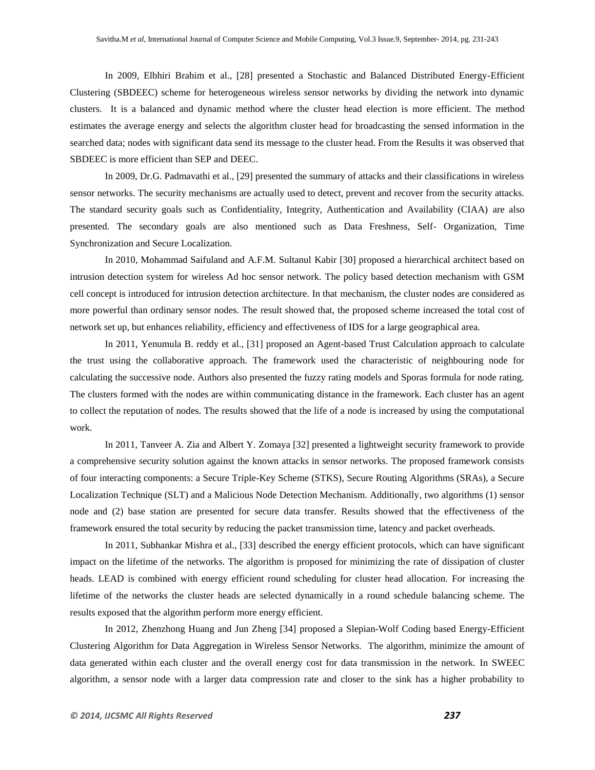In 2009, Elbhiri Brahim et al., [28] presented a Stochastic and Balanced Distributed Energy-Efficient Clustering (SBDEEC) scheme for heterogeneous wireless sensor networks by dividing the network into dynamic clusters. It is a balanced and dynamic method where the cluster head election is more efficient. The method estimates the average energy and selects the algorithm cluster head for broadcasting the sensed information in the searched data; nodes with significant data send its message to the cluster head. From the Results it was observed that SBDEEC is more efficient than SEP and DEEC.

In 2009, Dr.G. Padmavathi et al., [29] presented the summary of attacks and their classifications in wireless sensor networks. The security mechanisms are actually used to detect, prevent and recover from the security attacks. The standard security goals such as Confidentiality, Integrity, Authentication and Availability (CIAA) are also presented. The secondary goals are also mentioned such as Data Freshness, Self- Organization, Time Synchronization and Secure Localization.

In 2010, Mohammad Saifuland and A.F.M. Sultanul Kabir [30] proposed a hierarchical architect based on intrusion detection system for wireless Ad hoc sensor network. The policy based detection mechanism with GSM cell concept is introduced for intrusion detection architecture. In that mechanism, the cluster nodes are considered as more powerful than ordinary sensor nodes. The result showed that, the proposed scheme increased the total cost of network set up, but enhances reliability, efficiency and effectiveness of IDS for a large geographical area.

In 2011, Yenumula B. reddy et al., [31] proposed an Agent-based Trust Calculation approach to calculate the trust using the collaborative approach. The framework used the characteristic of neighbouring node for calculating the successive node. Authors also presented the fuzzy rating models and Sporas formula for node rating. The clusters formed with the nodes are within communicating distance in the framework. Each cluster has an agent to collect the reputation of nodes. The results showed that the life of a node is increased by using the computational work.

In 2011, Tanveer A. Zia and Albert Y. Zomaya [32] presented a lightweight security framework to provide a comprehensive security solution against the known attacks in sensor networks. The proposed framework consists of four interacting components: a Secure Triple-Key Scheme (STKS), Secure Routing Algorithms (SRAs), a Secure Localization Technique (SLT) and a Malicious Node Detection Mechanism. Additionally, two algorithms (1) sensor node and (2) base station are presented for secure data transfer. Results showed that the effectiveness of the framework ensured the total security by reducing the packet transmission time, latency and packet overheads.

In 2011, Subhankar Mishra et al., [33] described the energy efficient protocols, which can have significant impact on the lifetime of the networks. The algorithm is proposed for minimizing the rate of dissipation of cluster heads. LEAD is combined with energy efficient round scheduling for cluster head allocation. For increasing the lifetime of the networks the cluster heads are selected dynamically in a round schedule balancing scheme. The results exposed that the algorithm perform more energy efficient.

In 2012, Zhenzhong Huang and Jun Zheng [34] proposed a Slepian-Wolf Coding based Energy-Efficient Clustering Algorithm for Data Aggregation in Wireless Sensor Networks. The algorithm, minimize the amount of data generated within each cluster and the overall energy cost for data transmission in the network. In SWEEC algorithm, a sensor node with a larger data compression rate and closer to the sink has a higher probability to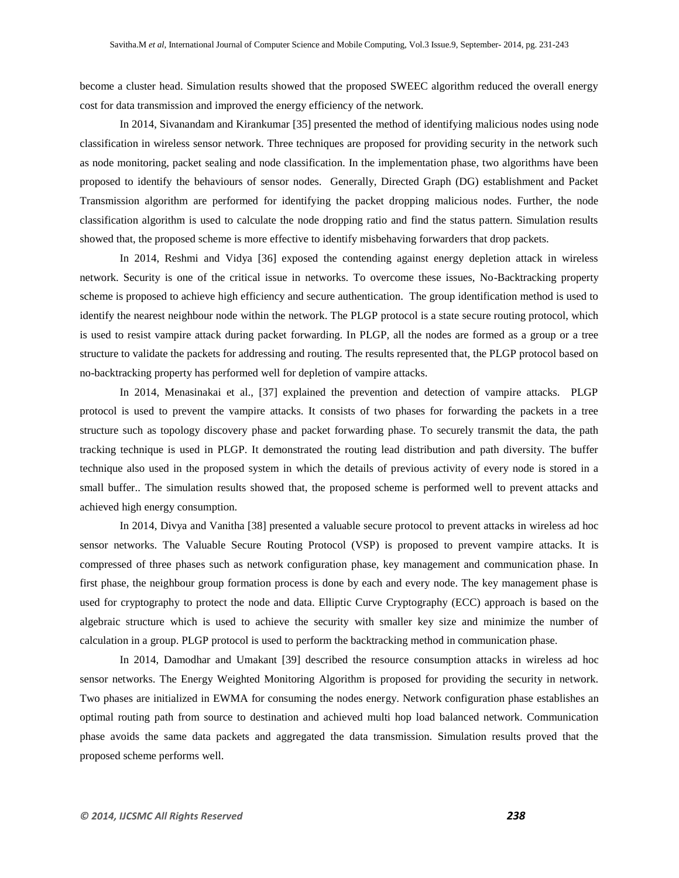become a cluster head. Simulation results showed that the proposed SWEEC algorithm reduced the overall energy cost for data transmission and improved the energy efficiency of the network.

In 2014, Sivanandam and Kirankumar [35] presented the method of identifying malicious nodes using node classification in wireless sensor network. Three techniques are proposed for providing security in the network such as node monitoring, packet sealing and node classification. In the implementation phase, two algorithms have been proposed to identify the behaviours of sensor nodes. Generally, Directed Graph (DG) establishment and Packet Transmission algorithm are performed for identifying the packet dropping malicious nodes. Further, the node classification algorithm is used to calculate the node dropping ratio and find the status pattern. Simulation results showed that, the proposed scheme is more effective to identify misbehaving forwarders that drop packets.

In 2014, Reshmi and Vidya [36] exposed the contending against energy depletion attack in wireless network. Security is one of the critical issue in networks. To overcome these issues, No-Backtracking property scheme is proposed to achieve high efficiency and secure authentication. The group identification method is used to identify the nearest neighbour node within the network. The PLGP protocol is a state secure routing protocol, which is used to resist vampire attack during packet forwarding. In PLGP, all the nodes are formed as a group or a tree structure to validate the packets for addressing and routing. The results represented that, the PLGP protocol based on no-backtracking property has performed well for depletion of vampire attacks.

In 2014, Menasinakai et al., [37] explained the prevention and detection of vampire attacks. PLGP protocol is used to prevent the vampire attacks. It consists of two phases for forwarding the packets in a tree structure such as topology discovery phase and packet forwarding phase. To securely transmit the data, the path tracking technique is used in PLGP. It demonstrated the routing lead distribution and path diversity. The buffer technique also used in the proposed system in which the details of previous activity of every node is stored in a small buffer.. The simulation results showed that, the proposed scheme is performed well to prevent attacks and achieved high energy consumption.

In 2014, Divya and Vanitha [38] presented a valuable secure protocol to prevent attacks in wireless ad hoc sensor networks. The Valuable Secure Routing Protocol (VSP) is proposed to prevent vampire attacks. It is compressed of three phases such as network configuration phase, key management and communication phase. In first phase, the neighbour group formation process is done by each and every node. The key management phase is used for cryptography to protect the node and data. Elliptic Curve Cryptography (ECC) approach is based on the algebraic structure which is used to achieve the security with smaller key size and minimize the number of calculation in a group. PLGP protocol is used to perform the backtracking method in communication phase.

In 2014, Damodhar and Umakant [39] described the resource consumption attacks in wireless ad hoc sensor networks. The Energy Weighted Monitoring Algorithm is proposed for providing the security in network. Two phases are initialized in EWMA for consuming the nodes energy. Network configuration phase establishes an optimal routing path from source to destination and achieved multi hop load balanced network. Communication phase avoids the same data packets and aggregated the data transmission. Simulation results proved that the proposed scheme performs well.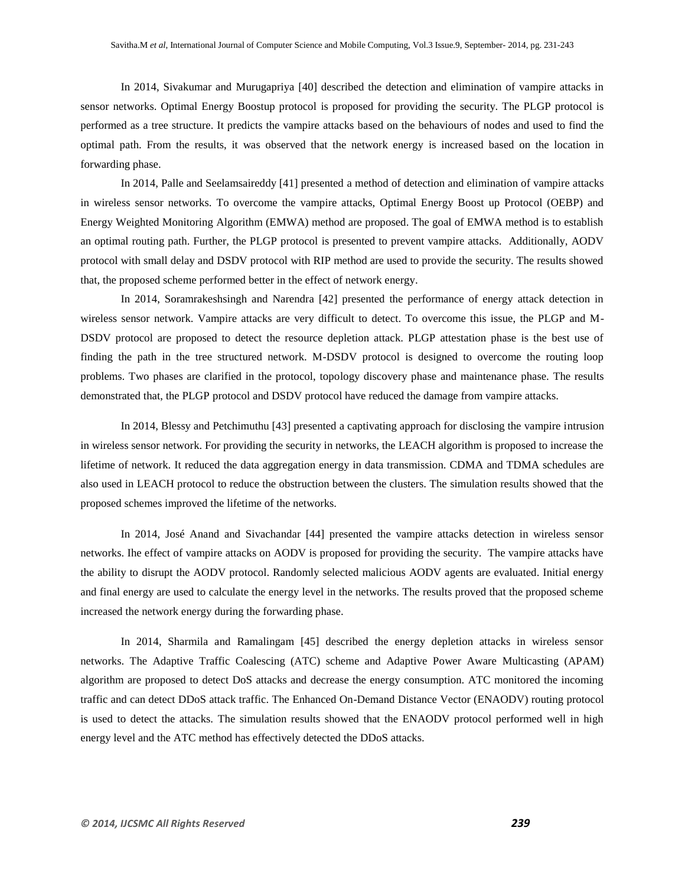In 2014, Sivakumar and Murugapriya [40] described the detection and elimination of vampire attacks in sensor networks. Optimal Energy Boostup protocol is proposed for providing the security. The PLGP protocol is performed as a tree structure. It predicts the vampire attacks based on the behaviours of nodes and used to find the optimal path. From the results, it was observed that the network energy is increased based on the location in forwarding phase.

In 2014, Palle and Seelamsaireddy [41] presented a method of detection and elimination of vampire attacks in wireless sensor networks. To overcome the vampire attacks, Optimal Energy Boost up Protocol (OEBP) and Energy Weighted Monitoring Algorithm (EMWA) method are proposed. The goal of EMWA method is to establish an optimal routing path. Further, the PLGP protocol is presented to prevent vampire attacks. Additionally, AODV protocol with small delay and DSDV protocol with RIP method are used to provide the security. The results showed that, the proposed scheme performed better in the effect of network energy.

In 2014, Soramrakeshsingh and Narendra [42] presented the performance of energy attack detection in wireless sensor network. Vampire attacks are very difficult to detect. To overcome this issue, the PLGP and M-DSDV protocol are proposed to detect the resource depletion attack. PLGP attestation phase is the best use of finding the path in the tree structured network. M-DSDV protocol is designed to overcome the routing loop problems. Two phases are clarified in the protocol, topology discovery phase and maintenance phase. The results demonstrated that, the PLGP protocol and DSDV protocol have reduced the damage from vampire attacks.

In 2014, Blessy and Petchimuthu [43] presented a captivating approach for disclosing the vampire intrusion in wireless sensor network. For providing the security in networks, the LEACH algorithm is proposed to increase the lifetime of network. It reduced the data aggregation energy in data transmission. CDMA and TDMA schedules are also used in LEACH protocol to reduce the obstruction between the clusters. The simulation results showed that the proposed schemes improved the lifetime of the networks.

In 2014, José Anand and Sivachandar [44] presented the vampire attacks detection in wireless sensor networks. Ihe effect of vampire attacks on AODV is proposed for providing the security. The vampire attacks have the ability to disrupt the AODV protocol. Randomly selected malicious AODV agents are evaluated. Initial energy and final energy are used to calculate the energy level in the networks. The results proved that the proposed scheme increased the network energy during the forwarding phase.

In 2014, Sharmila and Ramalingam [45] described the energy depletion attacks in wireless sensor networks. The Adaptive Traffic Coalescing (ATC) scheme and Adaptive Power Aware Multicasting (APAM) algorithm are proposed to detect DoS attacks and decrease the energy consumption. ATC monitored the incoming traffic and can detect DDoS attack traffic. The Enhanced On-Demand Distance Vector (ENAODV) routing protocol is used to detect the attacks. The simulation results showed that the ENAODV protocol performed well in high energy level and the ATC method has effectively detected the DDoS attacks.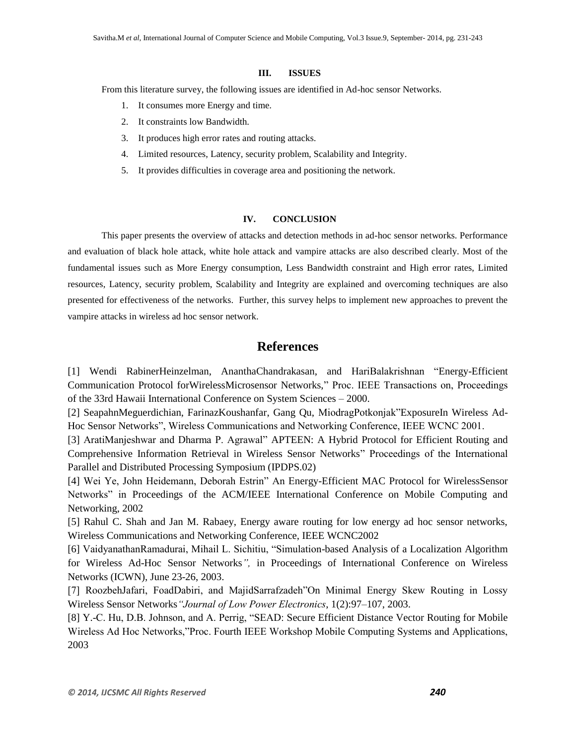## III. ISSUES

From this literature survey, the following issues are identified in Ad-hoc sensor Networks.

1. It consumes more Energy and time.
2. It constraints low Bandwidth.
3. It produces high error rates and routing attacks.
4. Limited resources, Latency, security problem, Scalability and Integrity.
5. It provides difficulties in coverage area and positioning the network.

## IV. CONCLUSION

This paper presents the overview of attacks and detection methods in ad-hoc sensor networks. Performance and evaluation of black hole attack, white hole attack and vampire attacks are also described clearly. Most of the fundamental issues such as More Energy consumption, Less Bandwidth constraint and High error rates, Limited resources, Latency, security problem, Scalability and Integrity are explained and overcoming techniques are also presented for effectiveness of the networks. Further, this survey helps to implement new approaches to prevent the vampire attacks in wireless ad hoc sensor network.

# References

[1] Wendi RabinerHeinzelman, AnanthaChandrakasan, and HariBalakrishnan "Energy-Efficient Communication Protocol forWirelessMicrosensor Networks," Proc. IEEE Transactions on, Proceedings of the 33rd Hawaii International Conference on System Sciences – 2000.

[2] SeapahnMeguerdichian, FarinazKoushanfar, Gang Qu, MiodragPotkonjak"ExposureIn Wireless Ad-Hoc Sensor Networks", Wireless Communications and Networking Conference, IEEE WCNC 2001.

[3] AratiManjeshwar and Dharma P. Agrawal" APTEEN: A Hybrid Protocol for Efficient Routing and Comprehensive Information Retrieval in Wireless Sensor Networks" Proceedings of the International Parallel and Distributed Processing Symposium (IPDPS.02)

[4] Wei Ye, John Heidemann, Deborah Estrin" An Energy-Efficient MAC Protocol for WirelessSensor Networks" in Proceedings of the ACM/IEEE International Conference on Mobile Computing and Networking, 2002

[5] Rahul C. Shah and Jan M. Rabaey, Energy aware routing for low energy ad hoc sensor networks, Wireless Communications and Networking Conference, IEEE WCNC2002

[6] VaidyanathanRamadurai, Mihail L. Sichitiu, "Simulation-based Analysis of a Localization Algorithm for Wireless Ad-Hoc Sensor Networks*",* in Proceedings of International Conference on Wireless Networks (ICWN), June 23-26, 2003.

[7] RoozbehJafari, FoadDabiri, and MajidSarrafzadeh"On Minimal Energy Skew Routing in Lossy Wireless Sensor Networks*"Journal of Low Power Electronics*, 1(2):97–107, 2003.

[8] Y.-C. Hu, D.B. Johnson, and A. Perrig, "SEAD: Secure Efficient Distance Vector Routing for Mobile Wireless Ad Hoc Networks,"Proc. Fourth IEEE Workshop Mobile Computing Systems and Applications, 2003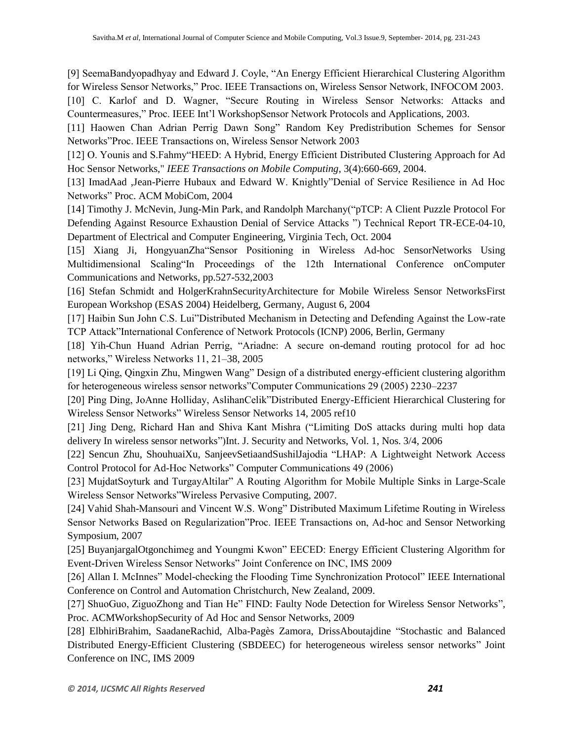[9] SeemaBandyopadhyay and Edward J. Coyle, "An Energy Efficient Hierarchical Clustering Algorithm for Wireless Sensor Networks," Proc. IEEE Transactions on, Wireless Sensor Network, INFOCOM 2003.

[10] C. Karlof and D. Wagner, "Secure Routing in Wireless Sensor Networks: Attacks and Countermeasures," Proc. IEEE Int'l WorkshopSensor Network Protocols and Applications, 2003.

[11] Haowen Chan Adrian Perrig Dawn Song" Random Key Predistribution Schemes for Sensor Networks"Proc. IEEE Transactions on, Wireless Sensor Network 2003

[12] O. Younis and S.Fahmy"HEED: A Hybrid, Energy Efficient Distributed Clustering Approach for Ad Hoc Sensor Networks," *IEEE Transactions on Mobile Computing*, 3(4):660-669, 2004.

[13] ImadAad ,Jean-Pierre Hubaux and Edward W. Knightly"Denial of Service Resilience in Ad Hoc Networks" Proc. ACM MobiCom, 2004

[14] Timothy J. McNevin, Jung-Min Park, and Randolph Marchany("pTCP: A Client Puzzle Protocol For Defending Against Resource Exhaustion Denial of Service Attacks ") Technical Report TR-ECE-04-10, Department of Electrical and Computer Engineering, Virginia Tech, Oct. 2004

[15] Xiang Ji, HongyuanZha"Sensor Positioning in Wireless Ad-hoc SensorNetworks Using Multidimensional Scaling"In Proceedings of the 12th International Conference onComputer Communications and Networks, pp.527-532,2003

[16] Stefan Schmidt and HolgerKrahnSecurityArchitecture for Mobile Wireless Sensor NetworksFirst European Workshop (ESAS 2004) Heidelberg, Germany, August 6, 2004

[17] Haibin Sun John C.S. Lui"Distributed Mechanism in Detecting and Defending Against the Low-rate TCP Attack"International Conference of Network Protocols (ICNP) 2006, Berlin, Germany

[18] Yih-Chun Huand Adrian Perrig, "Ariadne: A secure on-demand routing protocol for ad hoc networks," Wireless Networks 11, 21–38, 2005

[19] Li Qing, Qingxin Zhu, Mingwen Wang" Design of a distributed energy-efficient clustering algorithm for heterogeneous wireless sensor networks"Computer Communications 29 (2005) 2230–2237

[20] Ping Ding, JoAnne Holliday, AslihanCelik"Distributed Energy-Efficient Hierarchical Clustering for Wireless Sensor Networks" Wireless Sensor Networks 14, 2005 ref10

[21] Jing Deng, Richard Han and Shiva Kant Mishra ("Limiting DoS attacks during multi hop data delivery In wireless sensor networks")Int. J. Security and Networks, Vol. 1, Nos. 3/4, 2006

[22] Sencun Zhu, ShouhuaiXu, SanjeevSetiaandSushilJajodia "LHAP: A Lightweight Network Access Control Protocol for Ad-Hoc Networks" Computer Communications 49 (2006)

[23] MujdatSoyturk and TurgayAltilar" A Routing Algorithm for Mobile Multiple Sinks in Large-Scale Wireless Sensor Networks"Wireless Pervasive Computing, 2007.

[24] Vahid Shah-Mansouri and Vincent W.S. Wong" Distributed Maximum Lifetime Routing in Wireless Sensor Networks Based on Regularization"Proc. IEEE Transactions on, Ad-hoc and Sensor Networking Symposium, 2007

[25] BuyanjargalOtgonchimeg and Youngmi Kwon" EECED: Energy Efficient Clustering Algorithm for Event-Driven Wireless Sensor Networks" Joint Conference on INC, IMS 2009

[26] Allan I. McInnes" Model-checking the Flooding Time Synchronization Protocol" IEEE International Conference on Control and Automation Christchurch, New Zealand, 2009.

[27] ShuoGuo, ZiguoZhong and Tian He" FIND: Faulty Node Detection for Wireless Sensor Networks", Proc. ACMWorkshopSecurity of Ad Hoc and Sensor Networks, 2009

[28] ElbhiriBrahim, SaadaneRachid, Alba-Pagès Zamora, DrissAboutajdine "Stochastic and Balanced Distributed Energy-Efficient Clustering (SBDEEC) for heterogeneous wireless sensor networks" Joint Conference on INC, IMS 2009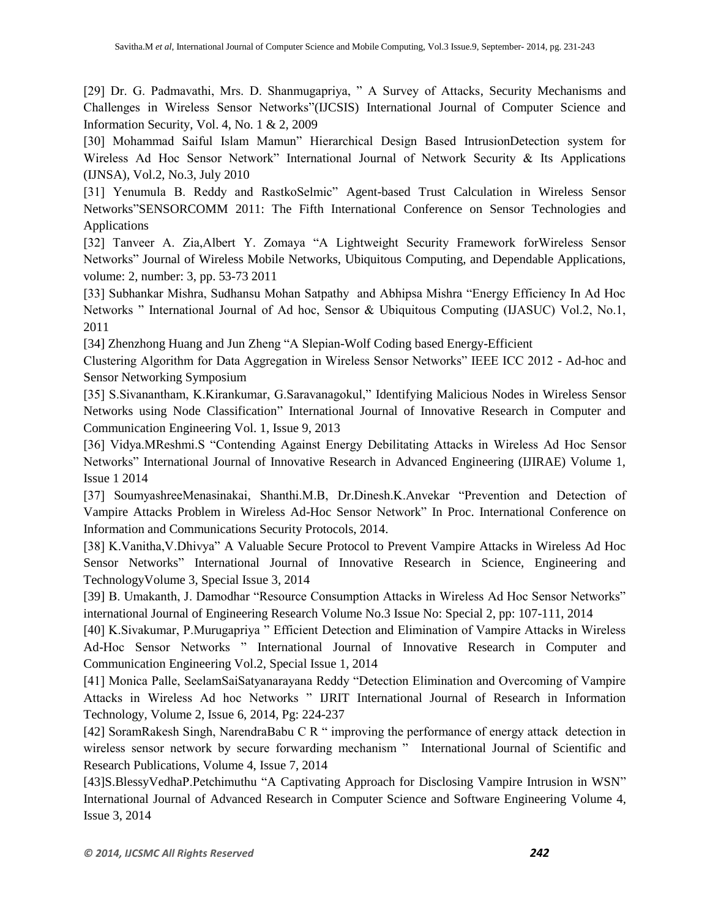[29] Dr. G. Padmavathi, Mrs. D. Shanmugapriya, " A Survey of Attacks, Security Mechanisms and Challenges in Wireless Sensor Networks"(IJCSIS) International Journal of Computer Science and Information Security, Vol. 4, No. 1 & 2, 2009

[30] Mohammad Saiful Islam Mamun" Hierarchical Design Based IntrusionDetection system for Wireless Ad Hoc Sensor Network" International Journal of Network Security & Its Applications (IJNSA), Vol.2, No.3, July 2010

[31] Yenumula B. Reddy and RastkoSelmic" Agent-based Trust Calculation in Wireless Sensor Networks"SENSORCOMM 2011: The Fifth International Conference on Sensor Technologies and Applications

[32] Tanveer A. Zia,Albert Y. Zomaya "A Lightweight Security Framework forWireless Sensor Networks" Journal of Wireless Mobile Networks, Ubiquitous Computing, and Dependable Applications, volume: 2, number: 3, pp. 53-73 2011

[33] Subhankar Mishra, Sudhansu Mohan Satpathy and Abhipsa Mishra "Energy Efficiency In Ad Hoc Networks " International Journal of Ad hoc, Sensor & Ubiquitous Computing (IJASUC) Vol.2, No.1, 2011

[34] Zhenzhong Huang and Jun Zheng "A Slepian-Wolf Coding based Energy-Efficient Clustering Algorithm for Data Aggregation in Wireless Sensor Networks" IEEE ICC 2012 - Ad-hoc and Sensor Networking Symposium

[35] S.Sivanantham, K.Kirankumar, G.Saravanagokul," Identifying Malicious Nodes in Wireless Sensor Networks using Node Classification" International Journal of Innovative Research in Computer and Communication Engineering Vol. 1, Issue 9, 2013

[36] Vidya.MReshmi.S "Contending Against Energy Debilitating Attacks in Wireless Ad Hoc Sensor Networks" International Journal of Innovative Research in Advanced Engineering (IJIRAE) Volume 1, Issue 1 2014

[37] SoumyashreeMenasinakai, Shanthi.M.B, Dr.Dinesh.K.Anvekar "Prevention and Detection of Vampire Attacks Problem in Wireless Ad-Hoc Sensor Network" In Proc. International Conference on Information and Communications Security Protocols, 2014.

[38] K.Vanitha,V.Dhivya" A Valuable Secure Protocol to Prevent Vampire Attacks in Wireless Ad Hoc Sensor Networks" International Journal of Innovative Research in Science, Engineering and TechnologyVolume 3, Special Issue 3, 2014

[39] B. Umakanth, J. Damodhar "Resource Consumption Attacks in Wireless Ad Hoc Sensor Networks" international Journal of Engineering Research Volume No.3 Issue No: Special 2, pp: 107-111, 2014

[40] K.Sivakumar, P.Murugapriya " Efficient Detection and Elimination of Vampire Attacks in Wireless Ad-Hoc Sensor Networks " International Journal of Innovative Research in Computer and Communication Engineering Vol.2, Special Issue 1, 2014

[41] Monica Palle, SeelamSaiSatyanarayana Reddy "Detection Elimination and Overcoming of Vampire Attacks in Wireless Ad hoc Networks " IJRIT International Journal of Research in Information Technology, Volume 2, Issue 6, 2014, Pg: 224-237

[42] SoramRakesh Singh, NarendraBabu C R " improving the performance of energy attack detection in wireless sensor network by secure forwarding mechanism " International Journal of Scientific and Research Publications, Volume 4, Issue 7, 2014

[43]S.BlessyVedhaP.Petchimuthu "A Captivating Approach for Disclosing Vampire Intrusion in WSN" International Journal of Advanced Research in Computer Science and Software Engineering Volume 4, Issue 3, 2014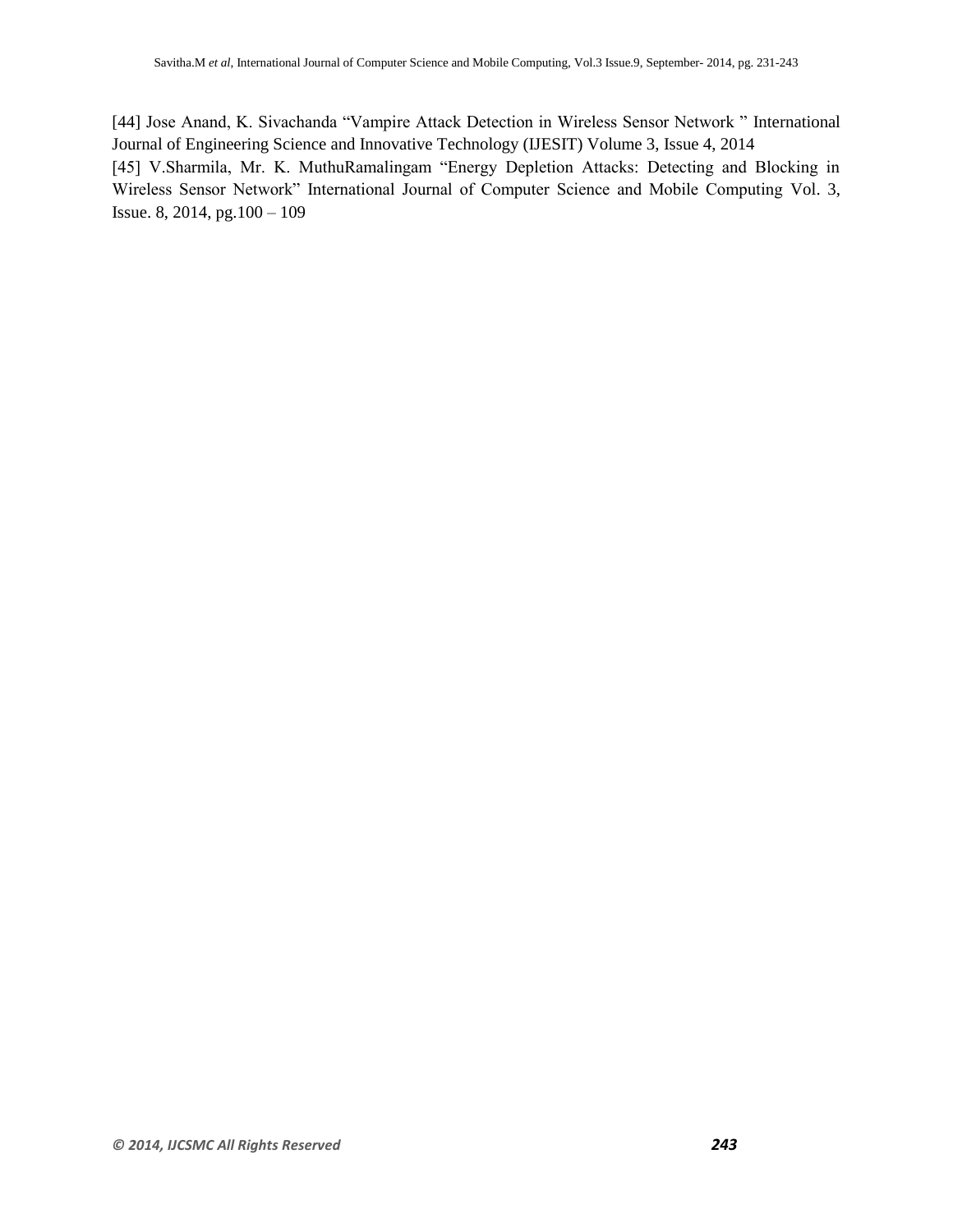[44] Jose Anand, K. Sivachanda "Vampire Attack Detection in Wireless Sensor Network " International Journal of Engineering Science and Innovative Technology (IJESIT) Volume 3, Issue 4, 2014

[45] V.Sharmila, Mr. K. MuthuRamalingam "Energy Depletion Attacks: Detecting and Blocking in Wireless Sensor Network" International Journal of Computer Science and Mobile Computing Vol. 3, Issue. 8, 2014, pg.100 – 109